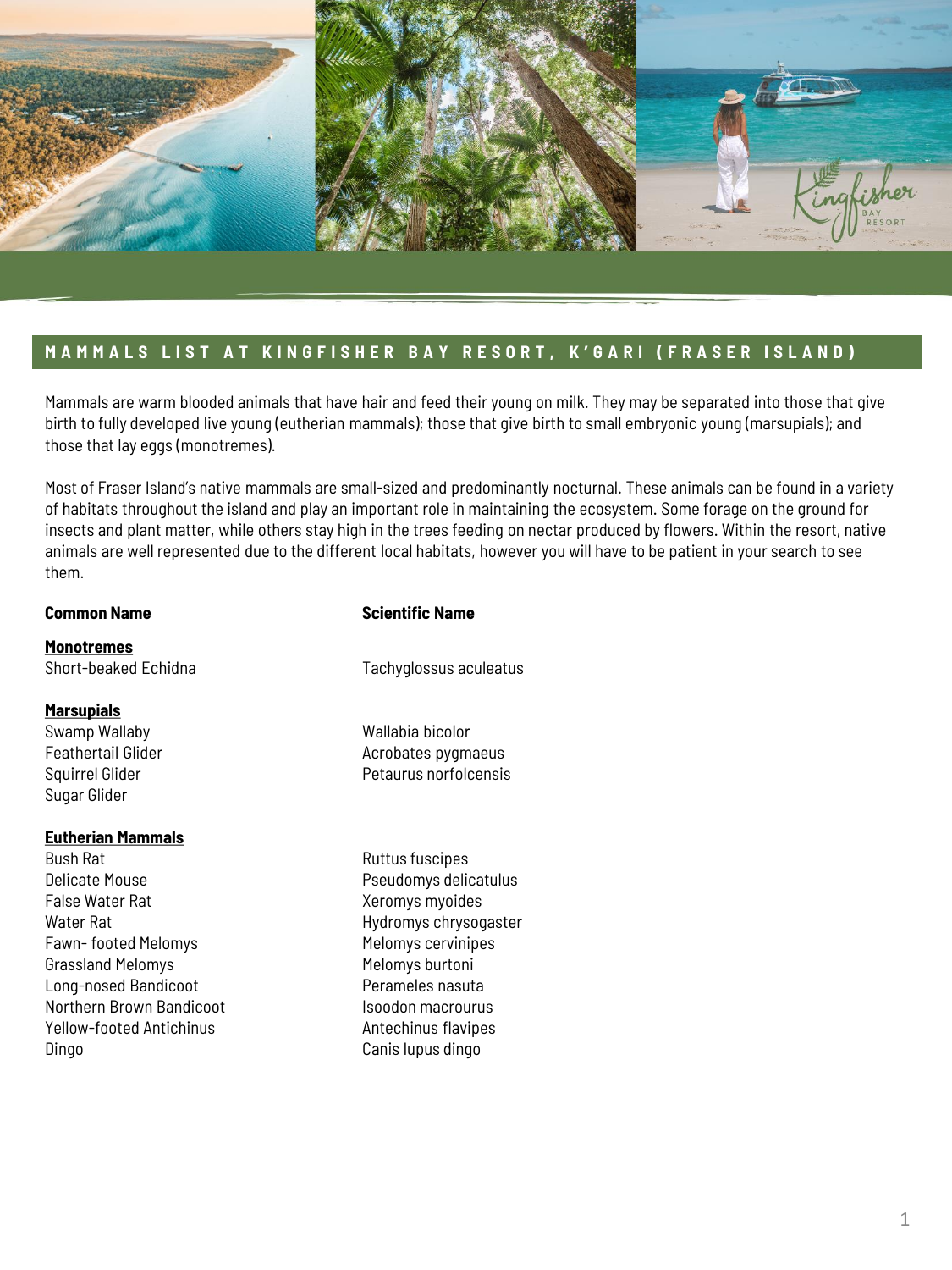## MAMMALS LIST AT KINGFISHER BAY RESORT, K'GARI (FRASER ISLAND)

Mammals are warm blooded animals that have hair and feed their young on milk. They may be separated into those that give birth to fully developed live young (eutherian mammals); those that give birth to small embryonic young (marsupials); and those that lay eggs (monotremes).

Most of Fraser Island's native mammals are small-sized and predominantly nocturnal. These animals can be found in a variety of habitats throughout the island and play an important role in maintaining the ecosystem. Some forage on the ground for insects and plant matter, while others stay high in the trees feeding on nectar produced by flowers. Within the resort, native animals are well represented due to the different local habitats, however you will have to be patient in your search to see them.

| Common Name | Scientific Name |
|---|---|
| **Monotremes** | |
| Short-beaked Echidna | Tachyglossus aculeatus |
| **Marsupials** | |
| Swamp Wallaby | Wallabia bicolor |
| Feathertail Glider | Acrobates pygmaeus |
| Squirrel Glider | Petaurus norfolcensis |
| Sugar Glider | |
| **Eutherian Mammals** | |
| Bush Rat | Ruttus fuscipes |
| Delicate Mouse | Pseudomys delicatulus |
| False Water Rat | Xeromys myoides |
| Water Rat | Hydromys chrysogaster |
| Fawn- footed Melomys | Melomys cervinipes |
| Grassland Melomys | Melomys burtoni |
| Long-nosed Bandicoot | Perameles nasuta |
| Northern Brown Bandicoot | Isoodon macrourus |
| Yellow-footed Antichinus | Antechinus flavipes |
| Dingo | Canis lupus dingo |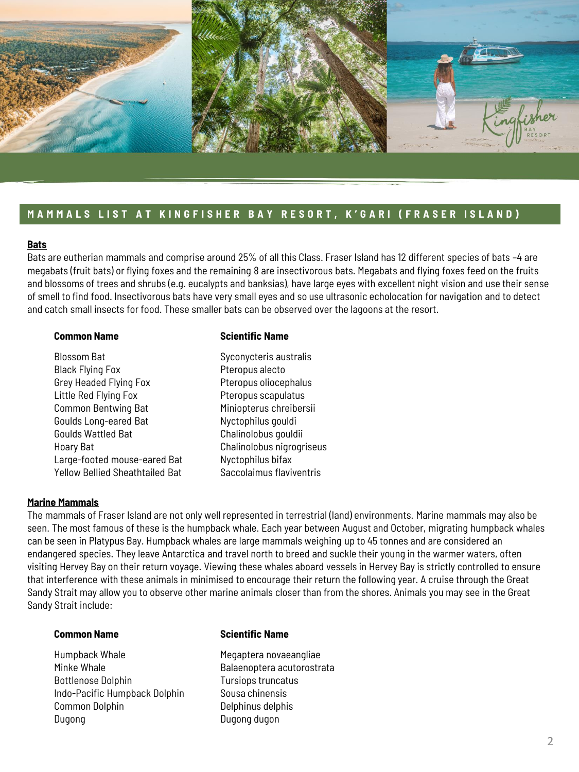## MAMMALS LIST AT KINGFISHER BAY RESORT, K'GARI (FRASER ISLAND)

### Bats

Bats are eutherian mammals and comprise around 25% of all this Class. Fraser Island has 12 different species of bats –4 are megabats (fruit bats) or flying foxes and the remaining 8 are insectivorous bats. Megabats and flying foxes feed on the fruits and blossoms of trees and shrubs (e.g. eucalypts and banksias), have large eyes with excellent night vision and use their sense of smell to find food. Insectivorous bats have very small eyes and so use ultrasonic echolocation for navigation and to detect and catch small insects for food. These smaller bats can be observed over the lagoons at the resort.

| Common Name | Scientific Name |
|---|---|
| Blossom Bat | Syconycteris australis |
| Black Flying Fox | Pteropus alecto |
| Grey Headed Flying Fox | Pteropus oliocephalus |
| Little Red Flying Fox | Pteropus scapulatus |
| Common Bentwing Bat | Miniopterus chreibersii |
| Goulds Long-eared Bat | Nyctophilus gouldi |
| Goulds Wattled Bat | Chalinolobus gouldii |
| Hoary Bat | Chalinolobus nigrogriseus |
| Large-footed mouse-eared Bat | Nyctophilus bifax |
| Yellow Bellied Sheathtailed Bat | Saccolaimus flaviventris |

### Marine Mammals

The mammals of Fraser Island are not only well represented in terrestrial (land) environments. Marine mammals may also be seen. The most famous of these is the humpback whale. Each year between August and October, migrating humpback whales can be seen in Platypus Bay. Humpback whales are large mammals weighing up to 45 tonnes and are considered an endangered species. They leave Antarctica and travel north to breed and suckle their young in the warmer waters, often visiting Hervey Bay on their return voyage. Viewing these whales aboard vessels in Hervey Bay is strictly controlled to ensure that interference with these animals in minimised to encourage their return the following year. A cruise through the Great Sandy Strait may allow you to observe other marine animals closer than from the shores. Animals you may see in the Great Sandy Strait include:

| Common Name | Scientific Name |
|---|---|
| Humpback Whale | Megaptera novaeangliae |
| Minke Whale | Balaenoptera acutorostrata |
| Bottlenose Dolphin | Tursiops truncatus |
| Indo-Pacific Humpback Dolphin | Sousa chinensis |
| Common Dolphin | Delphinus delphis |
| Dugong | Dugong dugon |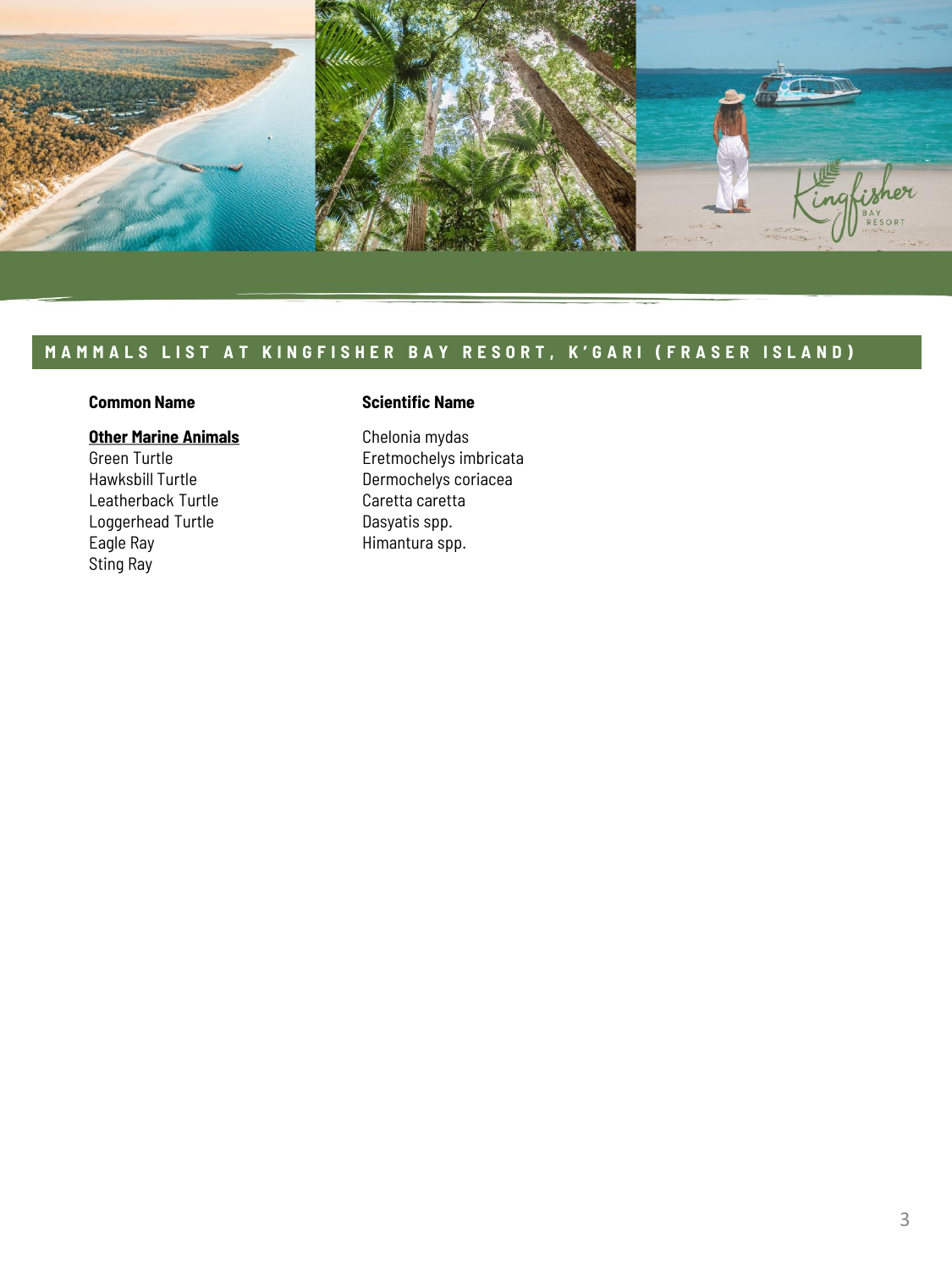## MAMMALS LIST AT KINGFISHER BAY RESORT, K'GARI (FRASER ISLAND)

| Common Name | Scientific Name |
|---|---|
| **Other Marine Animals** | Chelonia mydas |
| Green Turtle | Eretmochelys imbricata |
| Hawksbill Turtle | Dermochelys coriacea |
| Leatherback Turtle | Caretta caretta |
| Loggerhead Turtle | Dasyatis spp. |
| Eagle Ray | Himantura spp. |
| Sting Ray | |